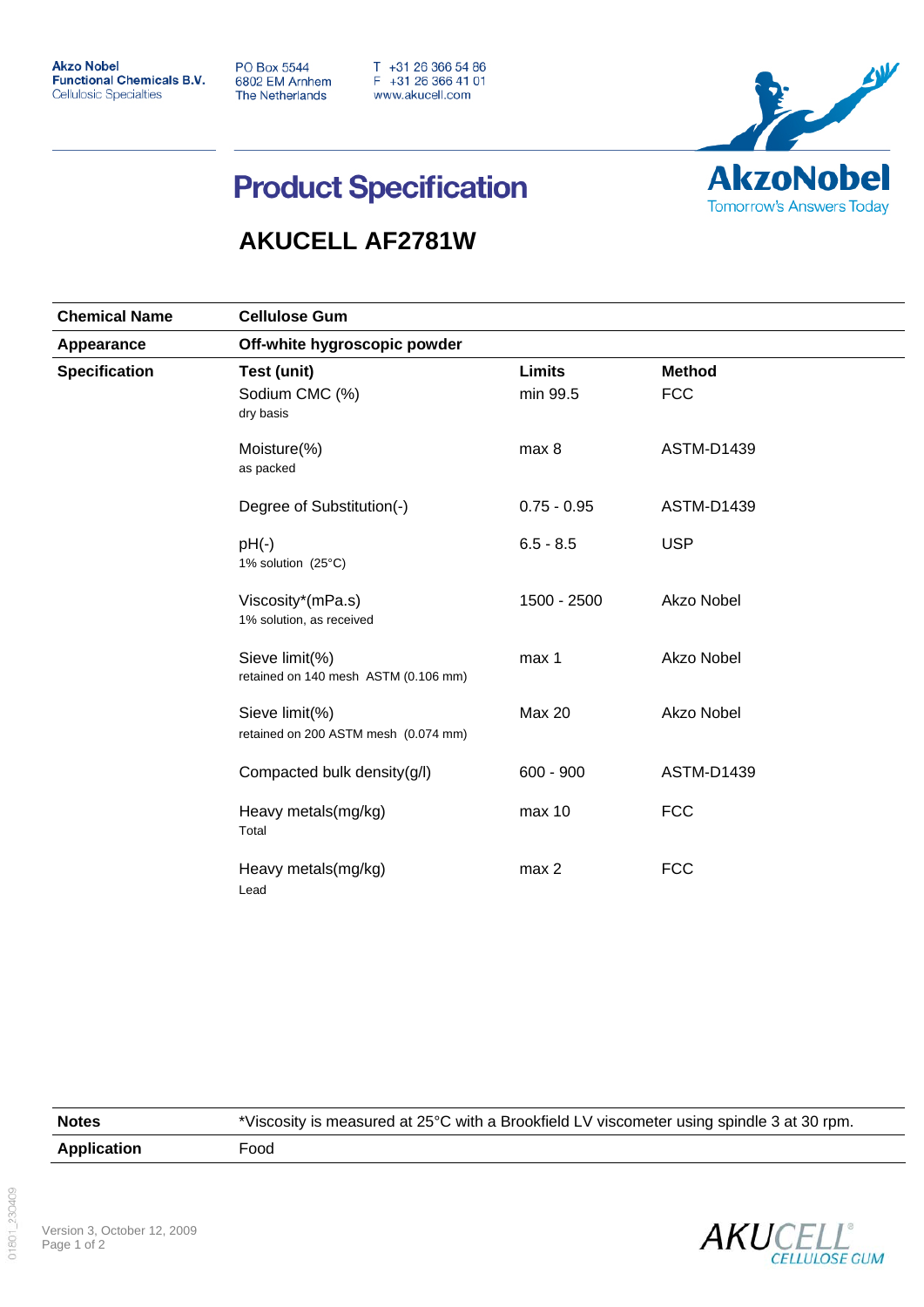Akzo Nobel
Functional Chemicals B.V.
Cellulosic Specialties

PO Box 5544
6802 EM Arnhem
The Netherlands

T +31 26 366 54 86
F +31 26 366 41 01
www.akucell.com

AkzoNobel
Tomorrow's Answers Today

# Product Specification

## AKUCELL AF2781W

| | | | |
|---|---|---|---|
| **Chemical Name** | **Cellulose Gum** | | |
| **Appearance** | **Off-white hygroscopic powder** | | |
| **Specification** | **Test (unit)** | **Limits** | **Method** |
| | Sodium CMC (%) dry basis | min 99.5 | FCC |
| | Moisture(%) as packed | max 8 | ASTM-D1439 |
| | Degree of Substitution(-) | 0.75 - 0.95 | ASTM-D1439 |
| | pH(-) 1% solution (25°C) | 6.5 - 8.5 | USP |
| | Viscosity*(mPa.s) 1% solution, as received | 1500 - 2500 | Akzo Nobel |
| | Sieve limit(%) retained on 140 mesh ASTM (0.106 mm) | max 1 | Akzo Nobel |
| | Sieve limit(%) retained on 200 ASTM mesh (0.074 mm) | Max 20 | Akzo Nobel |
| | Compacted bulk density(g/l) | 600 - 900 | ASTM-D1439 |
| | Heavy metals(mg/kg) Total | max 10 | FCC |
| | Heavy metals(mg/kg) Lead | max 2 | FCC |

| | |
|---|---|
| **Notes** | *Viscosity is measured at 25°C with a Brookfield LV viscometer using spindle 3 at 30 rpm. |
| **Application** | Food |

01801_230409

Version 3, October 12, 2009

AKUCELL® CELLULOSE GUM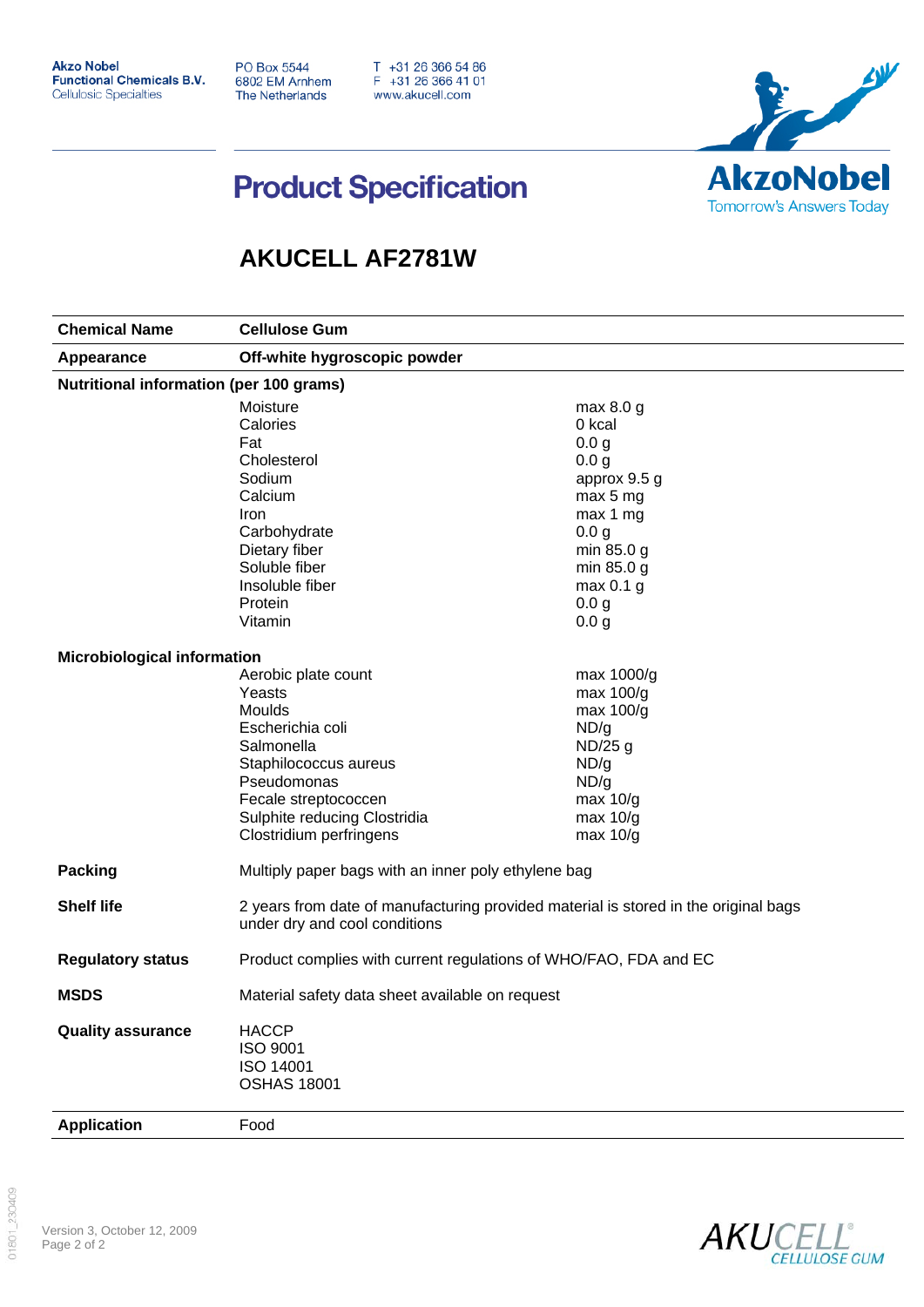Akzo Nobel
**Functional Chemicals B.V.**
Cellulosic Specialties

PO Box 5544
6802 EM Arnhem
The Netherlands

T +31 26 366 54 86
F +31 26 366 41 01
www.akucell.com

AkzoNobel
Tomorrow's Answers Today

# Product Specification

## AKUCELL AF2781W

| | | |
|---|---|---|
| **Chemical Name** | **Cellulose Gum** | |
| **Appearance** | **Off-white hygroscopic powder** | |
| **Nutritional information (per 100 grams)** | | |
| | Moisture | max 8.0 g |
| | Calories | 0 kcal |
| | Fat | 0.0 g |
| | Cholesterol | 0.0 g |
| | Sodium | approx 9.5 g |
| | Calcium | max 5 mg |
| | Iron | max 1 mg |
| | Carbohydrate | 0.0 g |
| | Dietary fiber | min 85.0 g |
| | Soluble fiber | min 85.0 g |
| | Insoluble fiber | max 0.1 g |
| | Protein | 0.0 g |
| | Vitamin | 0.0 g |
| **Microbiological information** | | |
| | Aerobic plate count | max 1000/g |
| | Yeasts | max 100/g |
| | Moulds | max 100/g |
| | Escherichia coli | ND/g |
| | Salmonella | ND/25 g |
| | Staphilococcus aureus | ND/g |
| | Pseudomonas | ND/g |
| | Fecale streptococcen | max 10/g |
| | Sulphite reducing Clostridia | max 10/g |
| | Clostridium perfringens | max 10/g |
| **Packing** | Multiply paper bags with an inner poly ethylene bag | |
| **Shelf life** | 2 years from date of manufacturing provided material is stored in the original bags under dry and cool conditions | |
| **Regulatory status** | Product complies with current regulations of WHO/FAO, FDA and EC | |
| **MSDS** | Material safety data sheet available on request | |
| **Quality assurance** | HACCP<br>ISO 9001<br>ISO 14001<br>OSHAS 18001 | |
| **Application** | Food | |

Version 3, October 12, 2009

AKUCELL® CELLULOSE GUM